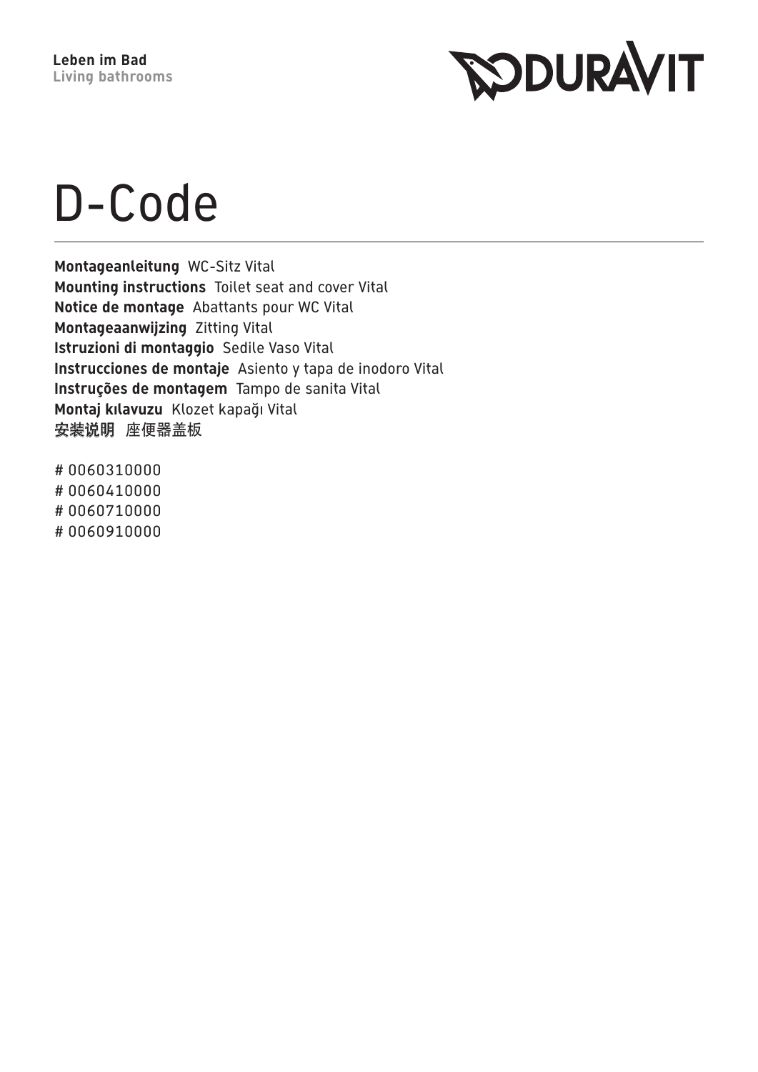**Leben im Bad**
**Living bathrooms**

DURAVIT

# D-Code

**Montageanleitung** WC-Sitz Vital
**Mounting instructions** Toilet seat and cover Vital
**Notice de montage** Abattants pour WC Vital
**Montageaanwijzing** Zitting Vital
**Istruzioni di montaggio** Sedile Vaso Vital
**Instrucciones de montaje** Asiento y tapa de inodoro Vital
**Instruções de montagem** Tampo de sanita Vital
**Montaj kılavuzu** Klozet kapağı Vital
**安装说明** 座便器盖板

# 0060310000
# 0060410000
# 0060710000
# 0060910000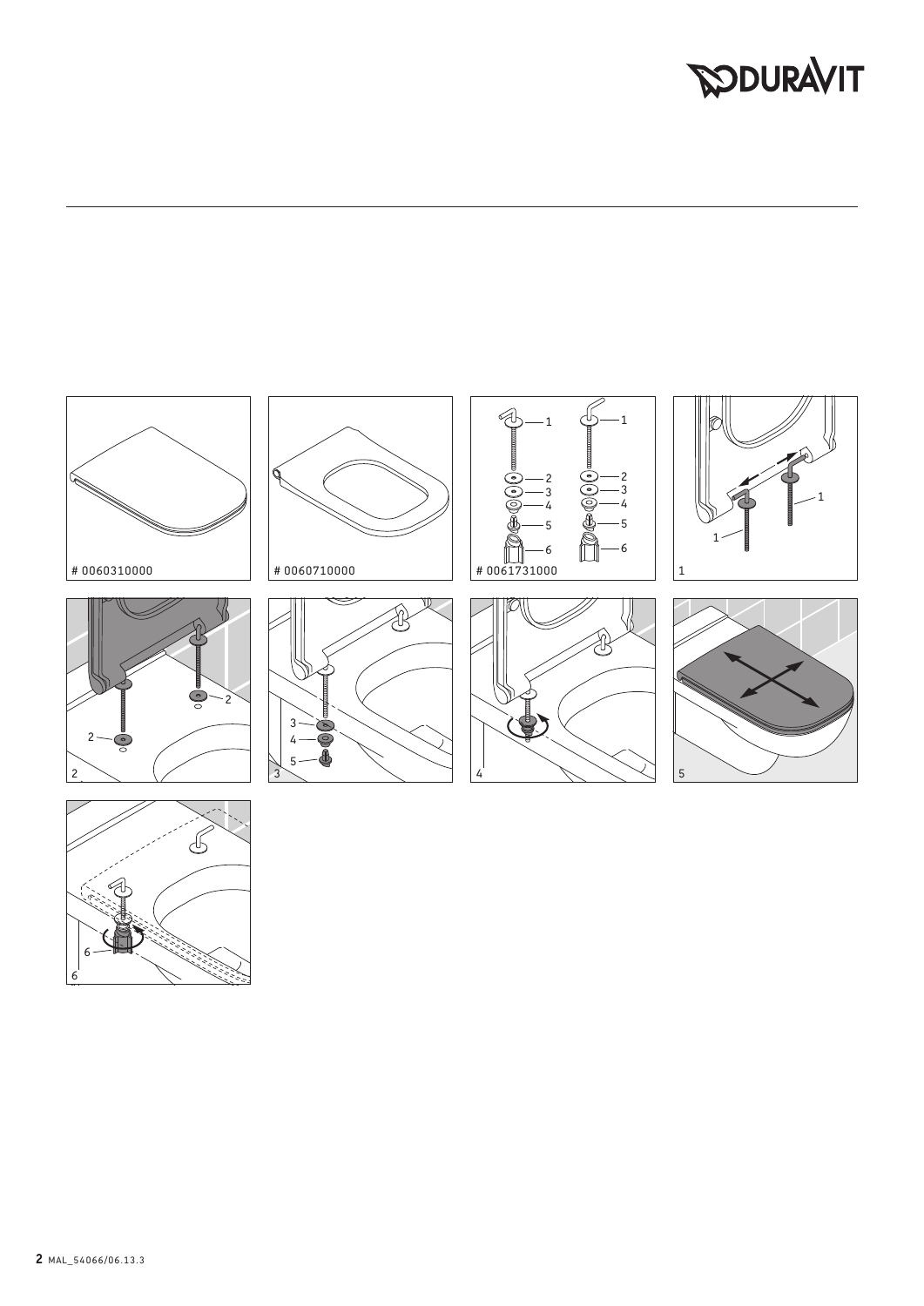# 0060310000

# 0060710000

# 0061731000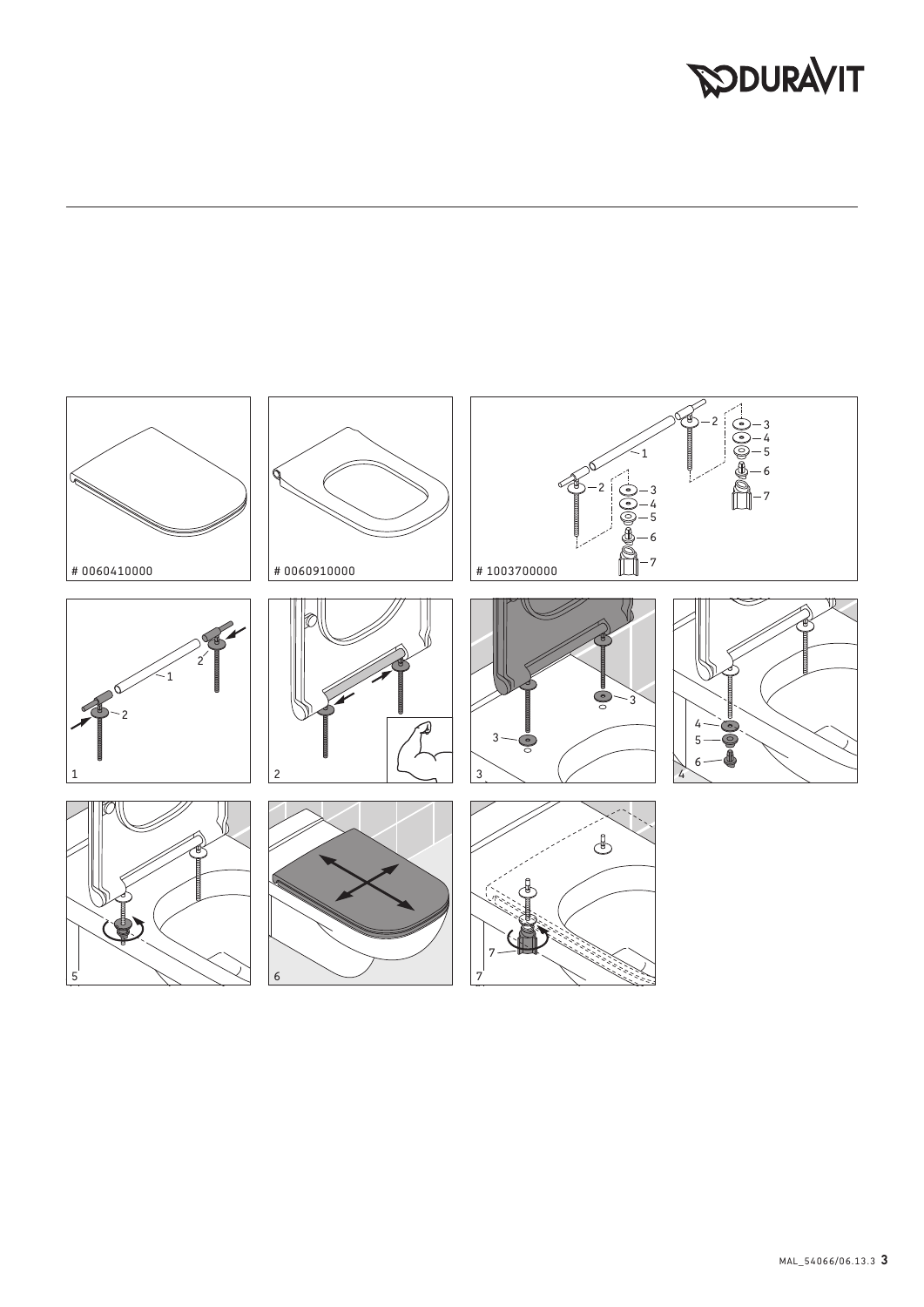DURAVIT

# 0060410000

# 0060910000

# 1003700000

1

2

3

4

5

6

7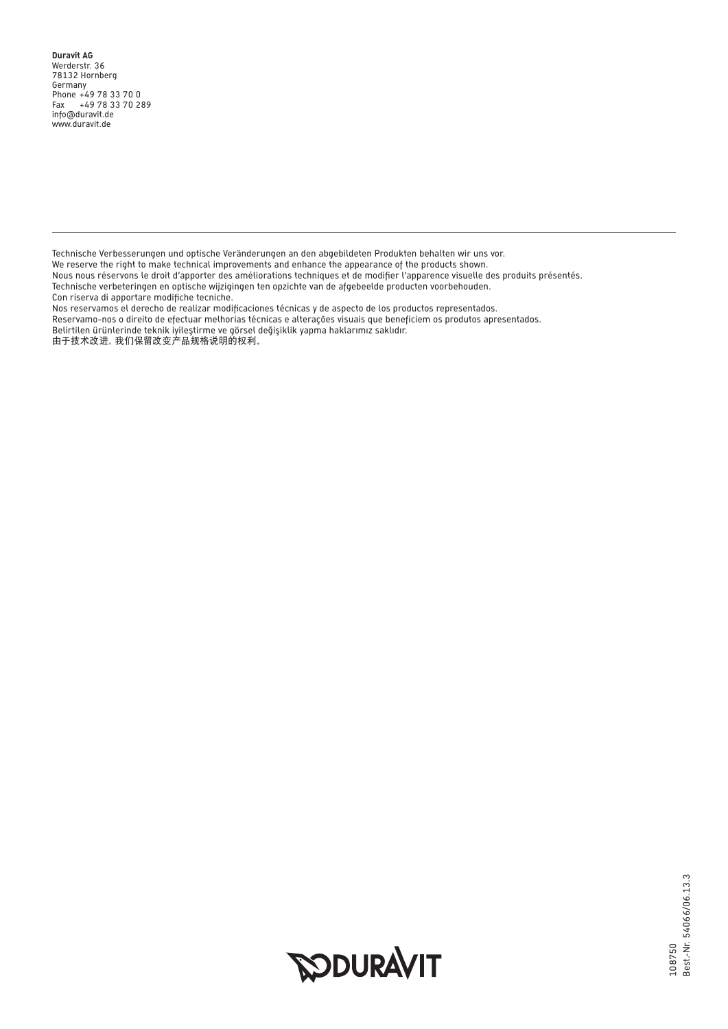**Duravit AG**
Werderstr. 36
78132 Hornberg
Germany
Phone +49 78 33 70 0
Fax +49 78 33 70 289
info@duravit.de
www.duravit.de

---

Technische Verbesserungen und optische Veränderungen an den abgebildeten Produkten behalten wir uns vor.
We reserve the right to make technical improvements and enhance the appearance of the products shown.
Nous nous réservons le droit d'apporter des améliorations techniques et de modifier l'apparence visuelle des produits présentés.
Technische verbeteringen en optische wijzigingen ten opzichte van de afgebeelde producten voorbehouden.
Con riserva di apportare modifiche tecniche.
Nos reservamos el derecho de realizar modificaciones técnicas y de aspecto de los productos representados.
Reservamo-nos o direito de efectuar melhorias técnicas e alterações visuais que beneficiem os produtos apresentados.
Belirtilen ürünlerinde teknik iyileştirme ve görsel değişiklik yapma haklarımız saklıdır.
由于技术改进，我们保留改变产品规格说明的权利。

DURAVIT

108750
Best.-Nr. 54066/06.13.3